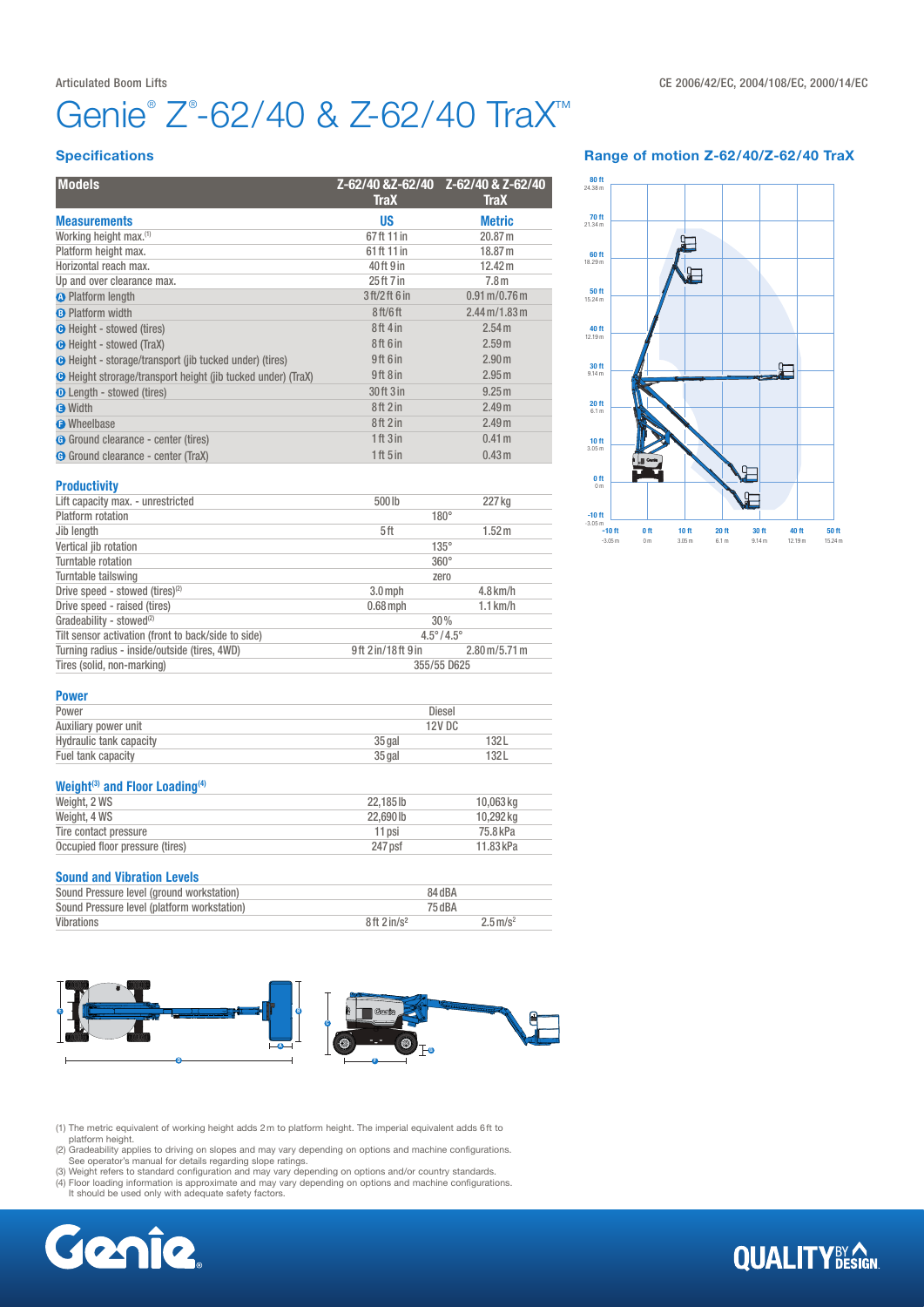Articulated Boom Lifts

CE 2006/42/EC, 2004/108/EC, 2000/14/EC

# Genie® Z®-62/40 & Z-62/40 TraX™

## Specifications

| Models | Z-62/40 &Z-62/40 TraX | Z-62/40 & Z-62/40 TraX |
|---|---|---|
| **Measurements** | **US** | **Metric** |
| Working height max.[1] | 67 ft 11 in | 20.87 m |
| Platform height max. | 61 ft 11 in | 18.87 m |
| Horizontal reach max. | 40 ft 9 in | 12.42 m |
| Up and over clearance max. | 25 ft 7 in | 7.8 m |
| A Platform length | 3 ft/2 ft 6 in | 0.91 m/0.76 m |
| B Platform width | 8 ft/6 ft | 2.44 m/1.83 m |
| C Height - stowed (tires) | 8 ft 4 in | 2.54 m |
| C Height - stowed (TraX) | 8 ft 6 in | 2.59 m |
| C Height - storage/transport (jib tucked under) (tires) | 9 ft 6 in | 2.90 m |
| C Height strorage/transport height (jib tucked under) (TraX) | 9 ft 8 in | 2.95 m |
| D Length - stowed (tires) | 30 ft 3 in | 9.25 m |
| E Width | 8 ft 2 in | 2.49 m |
| F Wheelbase | 8 ft 2 in | 2.49 m |
| G Ground clearance - center (tires) | 1 ft 3 in | 0.41 m |
| G Ground clearance - center (TraX) | 1 ft 5 in | 0.43 m |

### Productivity

| | | |
|---|---|---|
| Lift capacity max. - unrestricted | 500 lb | 227 kg |
| Platform rotation | 180° | |
| Jib length | 5 ft | 1.52 m |
| Vertical jib rotation | 135° | |
| Turntable rotation | 360° | |
| Turntable tailswing | zero | |
| Drive speed - stowed (tires)[2] | 3.0 mph | 4.8 km/h |
| Drive speed - raised (tires) | 0.68 mph | 1.1 km/h |
| Gradeability - stowed[2] | 30% | |
| Tilt sensor activation (front to back/side to side) | 4.5° / 4.5° | |
| Turning radius - inside/outside (tires, 4WD) | 9 ft 2 in/18 ft 9 in | 2.80 m/5.71 m |
| Tires (solid, non-marking) | 355/55 D625 | |

### Power

| | | |
|---|---|---|
| Power | Diesel | |
| Auxiliary power unit | 12V DC | |
| Hydraulic tank capacity | 35 gal | 132 L |
| Fuel tank capacity | 35 gal | 132 L |

### Weight[3] and Floor Loading[4]

| | | |
|---|---|---|
| Weight, 2 WS | 22,185 lb | 10,063 kg |
| Weight, 4 WS | 22,690 lb | 10,292 kg |
| Tire contact pressure | 11 psi | 75.8 kPa |
| Occupied floor pressure (tires) | 247 psf | 11.83 kPa |

### Sound and Vibration Levels

| | | |
|---|---|---|
| Sound Pressure level (ground workstation) | 84 dBA | |
| Sound Pressure level (platform workstation) | 75 dBA | |
| Vibrations | 8 ft 2 in/s² | 2.5 m/s² |

## Range of motion Z-62/40/Z-62/40 TraX

(1) The metric equivalent of working height adds 2 m to platform height. The imperial equivalent adds 6 ft to platform height.
(2) Gradeability applies to driving on slopes and may vary depending on options and machine configurations. See operator's manual for details regarding slope ratings.
(3) Weight refers to standard configuration and may vary depending on options and/or country standards.
(4) Floor loading information is approximate and may vary depending on options and machine configurations. It should be used only with adequate safety factors.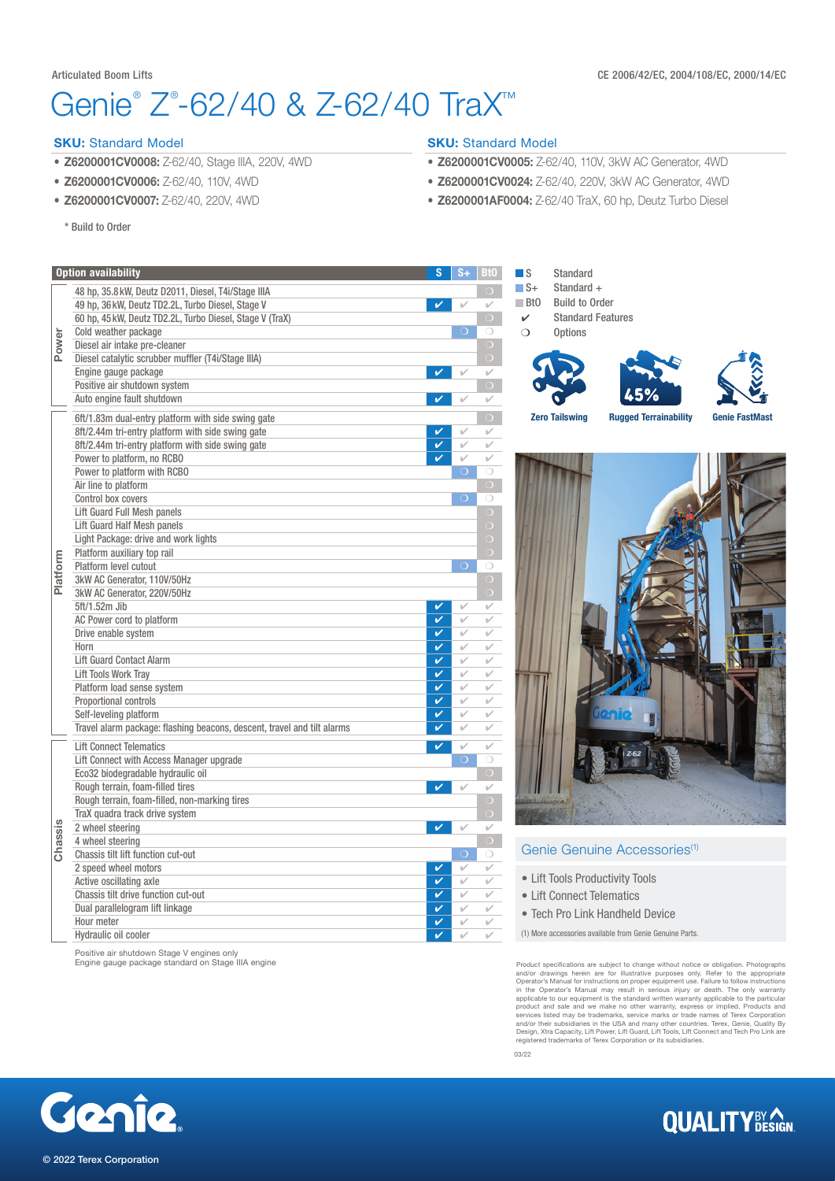Articulated Boom Lifts

CE 2006/42/EC, 2004/108/EC, 2000/14/EC

# Genie® Z®-62/40 & Z-62/40 TraX™

## SKU: Standard Model

- **Z6200001CV0008:** Z-62/40, Stage IIIA, 220V, 4WD
- **Z6200001CV0006:** Z-62/40, 110V, 4WD
- **Z6200001CV0007:** Z-62/40, 220V, 4WD

\* Build to Order

## SKU: Standard Model

- **Z6200001CV0005:** Z-62/40, 110V, 3kW AC Generator, 4WD
- **Z6200001CV0024:** Z-62/40, 220V, 3kW AC Generator, 4WD
- **Z6200001AF0004:** Z-62/40 TraX, 60 hp, Deutz Turbo Diesel

| | Option availability | S | S+ | BtO |
|---|---|---|---|---|
| Power | 48 hp, 35.8 kW, Deutz D2011, Diesel, T4i/Stage IIIA | | | ❍ |
| | 49 hp, 36 kW, Deutz TD2.2L, Turbo Diesel, Stage V | ✔ | ✔ | ✔ |
| | 60 hp, 45 kW, Deutz TD2.2L, Turbo Diesel, Stage V (TraX) | | | ❍ |
| | Cold weather package | | ❍ | ❍ |
| | Diesel air intake pre-cleaner | | | ❍ |
| | Diesel catalytic scrubber muffler (T4i/Stage IIIA) | | | ❍ |
| | Engine gauge package | ✔ | ✔ | ✔ |
| | Positive air shutdown system | | | ❍ |
| | Auto engine fault shutdown | ✔ | ✔ | ✔ |
| Platform | 6ft/1.83m dual-entry platform with side swing gate | | | ❍ |
| | 8ft/2.44m tri-entry platform with side swing gate | ✔ | ✔ | ✔ |
| | 8ft/2.44m tri-entry platform with side swing gate | ✔ | ✔ | ✔ |
| | Power to platform, no RCBO | ✔ | ✔ | ✔ |
| | Power to platform with RCBO | | ❍ | ❍ |
| | Air line to platform | | | ❍ |
| | Control box covers | | ❍ | ❍ |
| | Lift Guard Full Mesh panels | | | ❍ |
| | Lift Guard Half Mesh panels | | | ❍ |
| | Light Package: drive and work lights | | | ❍ |
| | Platform auxiliary top rail | | | ❍ |
| | Platform level cutout | | ❍ | ❍ |
| | 3kW AC Generator, 110V/50Hz | | | ❍ |
| | 3kW AC Generator, 220V/50Hz | | | ❍ |
| | 5ft/1.52m Jib | ✔ | ✔ | ✔ |
| | AC Power cord to platform | ✔ | ✔ | ✔ |
| | Drive enable system | ✔ | ✔ | ✔ |
| | Horn | ✔ | ✔ | ✔ |
| | Lift Guard Contact Alarm | ✔ | ✔ | ✔ |
| | Lift Tools Work Tray | ✔ | ✔ | ✔ |
| | Platform load sense system | ✔ | ✔ | ✔ |
| | Proportional controls | ✔ | ✔ | ✔ |
| | Self-leveling platform | ✔ | ✔ | ✔ |
| | Travel alarm package: flashing beacons, descent, travel and tilt alarms | ✔ | ✔ | ✔ |
| Chassis | Lift Connect Telematics | ✔ | ✔ | ✔ |
| | Lift Connect with Access Manager upgrade | | ❍ | ❍ |
| | Eco32 biodegradable hydraulic oil | | | ❍ |
| | Rough terrain, foam-filled tires | ✔ | ✔ | ✔ |
| | Rough terrain, foam-filled, non-marking tires | | | ❍ |
| | TraX quadra track drive system | | | ❍ |
| | 2 wheel steering | ✔ | ✔ | ✔ |
| | 4 wheel steering | | | ❍ |
| | Chassis tilt lift function cut-out | | ❍ | ❍ |
| | 2 speed wheel motors | ✔ | ✔ | ✔ |
| | Active oscillating axle | ✔ | ✔ | ✔ |
| | Chassis tilt drive function cut-out | ✔ | ✔ | ✔ |
| | Dual parallelogram lift linkage | ✔ | ✔ | ✔ |
| | Hour meter | ✔ | ✔ | ✔ |
| | Hydraulic oil cooler | ✔ | ✔ | ✔ |

Positive air shutdown Stage V engines only
Engine gauge package standard on Stage IIIA engine

- S — Standard
- S+ — Standard +
- BtO — Build to Order
- ✔ — Standard Features
- ❍ — Options

Zero Tailswing | Rugged Terrainability | Genie FastMast

### Genie Genuine Accessories[1]

- Lift Tools Productivity Tools
- Lift Connect Telematics
- Tech Pro Link Handheld Device

(1) More accessories available from Genie Genuine Parts.

Product specifications are subject to change without notice or obligation. Photographs and/or drawings herein are for illustrative purposes only. Refer to the appropriate Operator's Manual for instructions on proper equipment use. Failure to follow instructions in the Operator's Manual may result in serious injury or death. The only warranty applicable to our equipment is the standard written warranty applicable to the particular product and sale and we make no other warranty, express or implied. Products and services listed may be trademarks, service marks or trade names of Terex Corporation and/or their subsidiaries in the USA and many other countries. Terex, Genie, Quality By Design, Xtra Capacity, Lift Power, Lift Guard, Lift Tools, Lift Connect and Tech Pro Link are registered trademarks of Terex Corporation or its subsidiaries.

03/22

© 2022 Terex Corporation